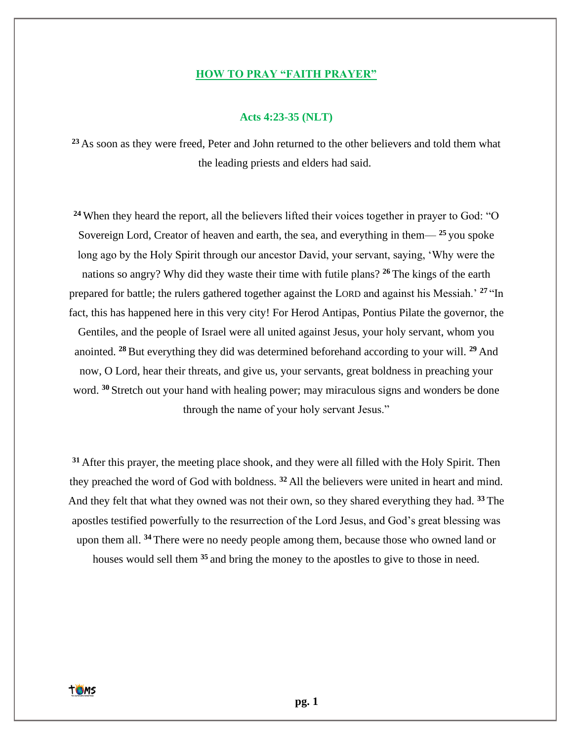# HOW TO PRAY "FAITH PRAYER"

## Acts 4:23-35 (NLT)

[23] As soon as they were freed, Peter and John returned to the other believers and told them what the leading priests and elders had said.

[24] When they heard the report, all the believers lifted their voices together in prayer to God: "O Sovereign Lord, Creator of heaven and earth, the sea, and everything in them— [25] you spoke long ago by the Holy Spirit through our ancestor David, your servant, saying, 'Why were the nations so angry? Why did they waste their time with futile plans? [26] The kings of the earth prepared for battle; the rulers gathered together against the LORD and against his Messiah.' [27] "In fact, this has happened here in this very city! For Herod Antipas, Pontius Pilate the governor, the Gentiles, and the people of Israel were all united against Jesus, your holy servant, whom you anointed. [28] But everything they did was determined beforehand according to your will. [29] And now, O Lord, hear their threats, and give us, your servants, great boldness in preaching your word. [30] Stretch out your hand with healing power; may miraculous signs and wonders be done through the name of your holy servant Jesus."

[31] After this prayer, the meeting place shook, and they were all filled with the Holy Spirit. Then they preached the word of God with boldness. [32] All the believers were united in heart and mind. And they felt that what they owned was not their own, so they shared everything they had. [33] The apostles testified powerfully to the resurrection of the Lord Jesus, and God's great blessing was upon them all. [34] There were no needy people among them, because those who owned land or houses would sell them [35] and bring the money to the apostles to give to those in need.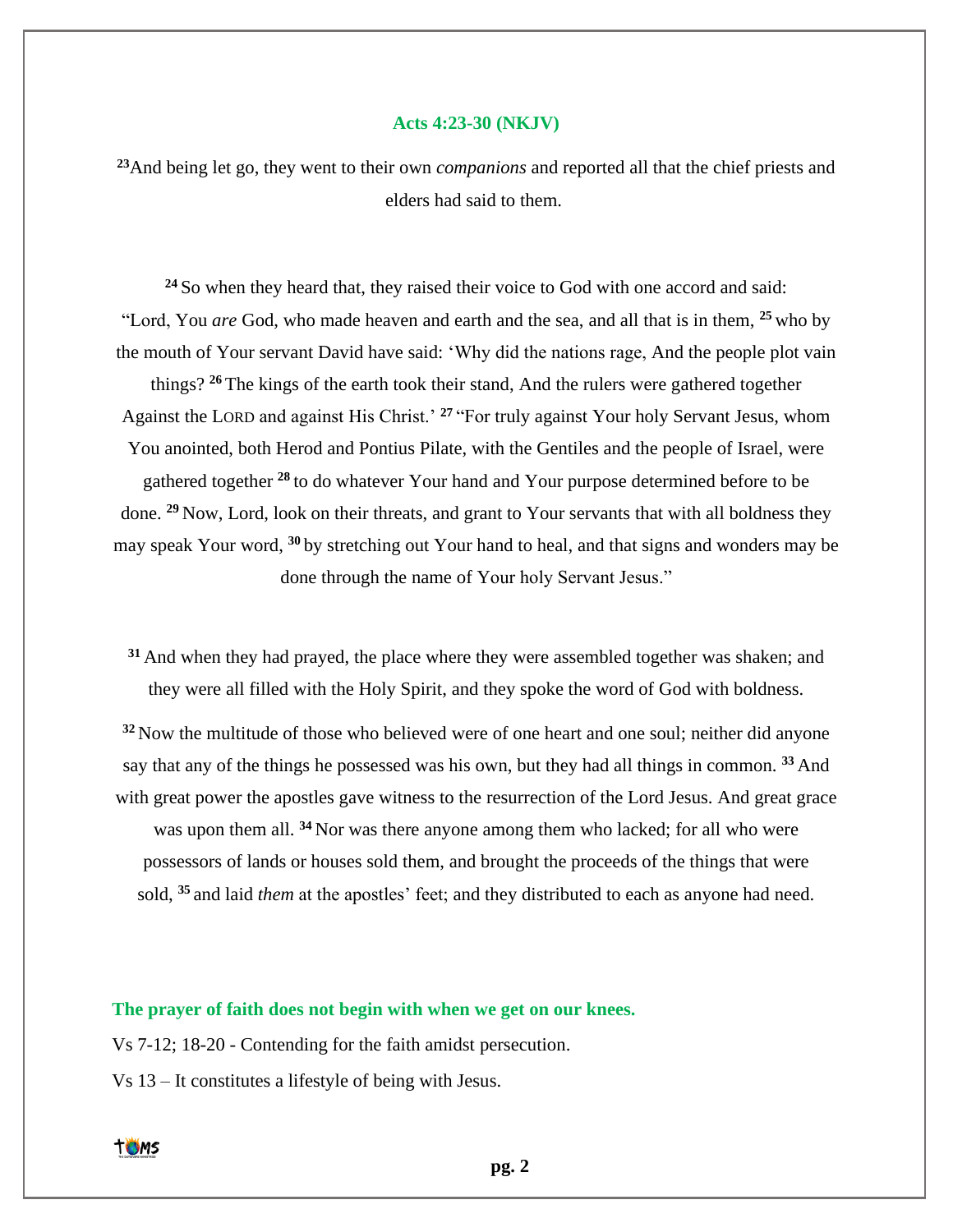## Acts 4:23-30 (NKJV)

[23]And being let go, they went to their own *companions* and reported all that the chief priests and elders had said to them.

[24] So when they heard that, they raised their voice to God with one accord and said: "Lord, You *are* God, who made heaven and earth and the sea, and all that is in them, [25] who by the mouth of Your servant David have said: 'Why did the nations rage, And the people plot vain things? [26] The kings of the earth took their stand, And the rulers were gathered together Against the LORD and against His Christ.' [27] "For truly against Your holy Servant Jesus, whom You anointed, both Herod and Pontius Pilate, with the Gentiles and the people of Israel, were gathered together [28] to do whatever Your hand and Your purpose determined before to be done. [29] Now, Lord, look on their threats, and grant to Your servants that with all boldness they may speak Your word, [30] by stretching out Your hand to heal, and that signs and wonders may be done through the name of Your holy Servant Jesus."

[31] And when they had prayed, the place where they were assembled together was shaken; and they were all filled with the Holy Spirit, and they spoke the word of God with boldness.

[32] Now the multitude of those who believed were of one heart and one soul; neither did anyone say that any of the things he possessed was his own, but they had all things in common. [33] And with great power the apostles gave witness to the resurrection of the Lord Jesus. And great grace was upon them all. [34] Nor was there anyone among them who lacked; for all who were possessors of lands or houses sold them, and brought the proceeds of the things that were sold, [35] and laid *them* at the apostles' feet; and they distributed to each as anyone had need.

**The prayer of faith does not begin with when we get on our knees.**

Vs 7-12; 18-20 - Contending for the faith amidst persecution.

Vs 13 – It constitutes a lifestyle of being with Jesus.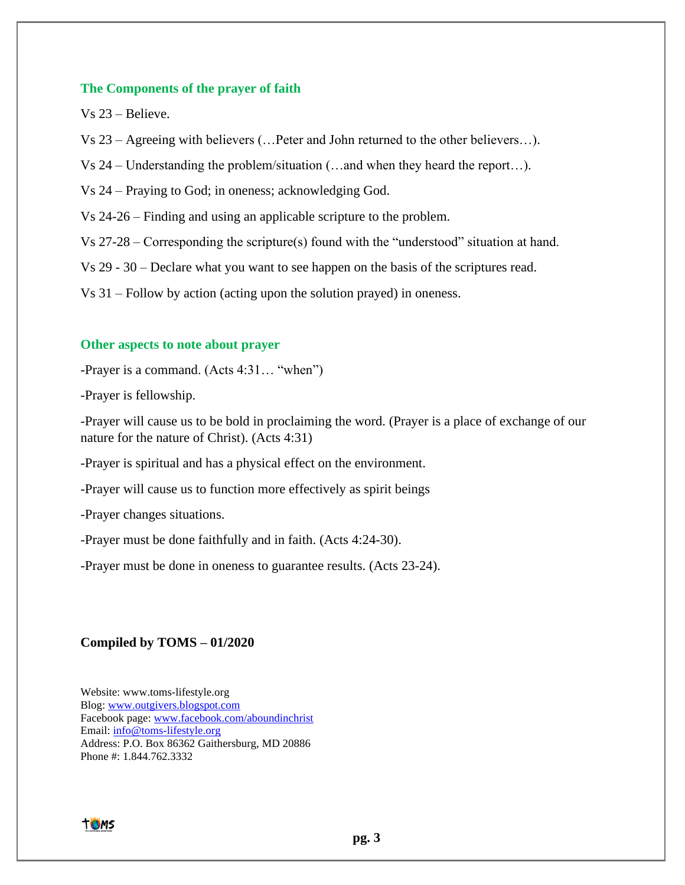### The Components of the prayer of faith

Vs 23 – Believe.

Vs 23 – Agreeing with believers (…Peter and John returned to the other believers…).

Vs 24 – Understanding the problem/situation (…and when they heard the report…).

Vs 24 – Praying to God; in oneness; acknowledging God.

Vs 24-26 – Finding and using an applicable scripture to the problem.

Vs 27-28 – Corresponding the scripture(s) found with the "understood" situation at hand.

Vs 29 - 30 – Declare what you want to see happen on the basis of the scriptures read.

Vs 31 – Follow by action (acting upon the solution prayed) in oneness.

### Other aspects to note about prayer

-Prayer is a command. (Acts 4:31… "when")

-Prayer is fellowship.

-Prayer will cause us to be bold in proclaiming the word. (Prayer is a place of exchange of our nature for the nature of Christ). (Acts 4:31)

-Prayer is spiritual and has a physical effect on the environment.

-Prayer will cause us to function more effectively as spirit beings

-Prayer changes situations.

-Prayer must be done faithfully and in faith. (Acts 4:24-30).

-Prayer must be done in oneness to guarantee results. (Acts 23-24).

**Compiled by TOMS – 01/2020**

Website: www.toms-lifestyle.org
Blog: www.outgivers.blogspot.com
Facebook page: www.facebook.com/aboundinchrist
Email: info@toms-lifestyle.org
Address: P.O. Box 86362 Gaithersburg, MD 20886
Phone #: 1.844.762.3332